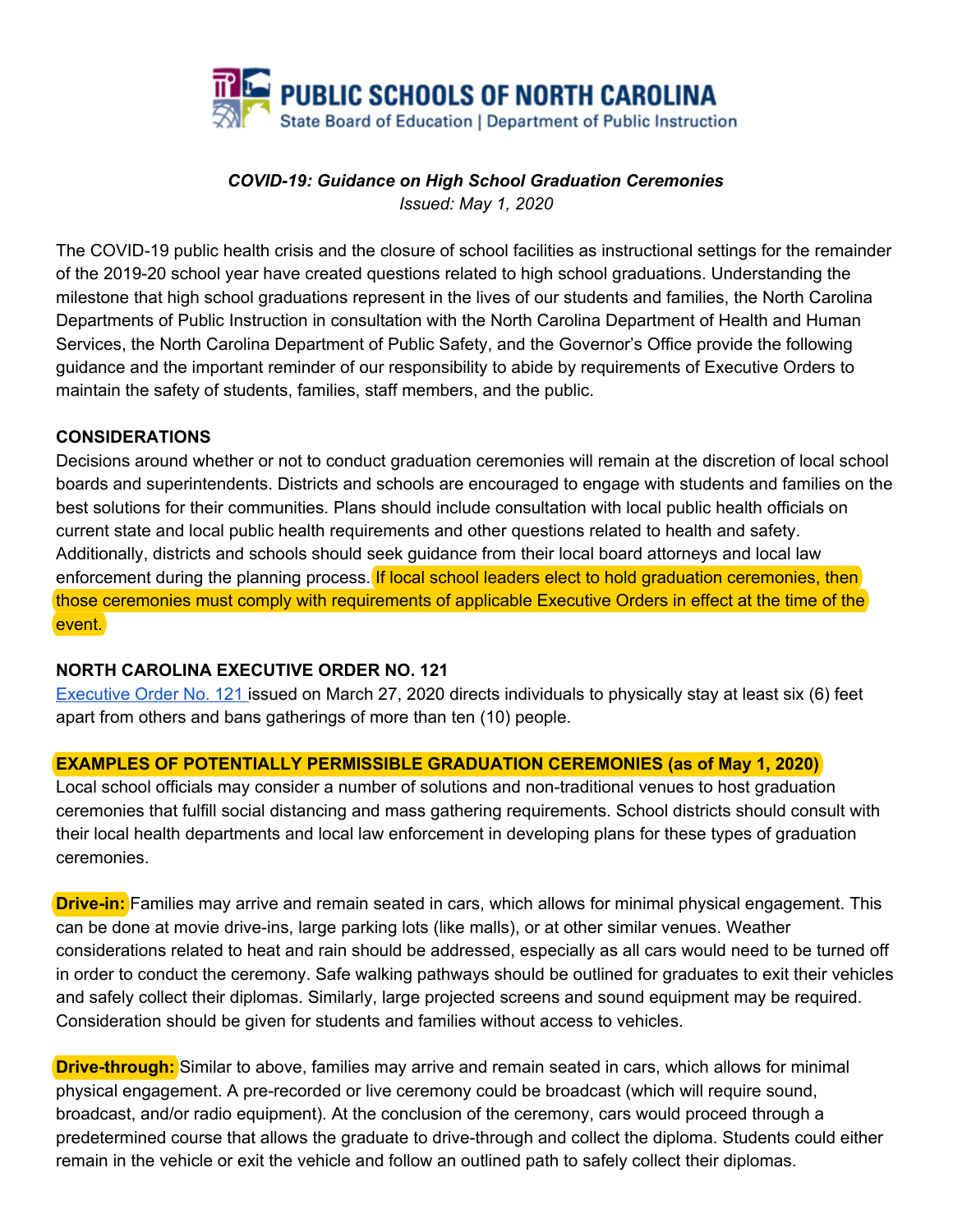# PUBLIC SCHOOLS OF NORTH CAROLINA

State Board of Education | Department of Public Instruction

***COVID-19: Guidance on High School Graduation Ceremonies***

*Issued: May 1, 2020*

The COVID-19 public health crisis and the closure of school facilities as instructional settings for the remainder of the 2019-20 school year have created questions related to high school graduations. Understanding the milestone that high school graduations represent in the lives of our students and families, the North Carolina Departments of Public Instruction in consultation with the North Carolina Department of Health and Human Services, the North Carolina Department of Public Safety, and the Governor's Office provide the following guidance and the important reminder of our responsibility to abide by requirements of Executive Orders to maintain the safety of students, families, staff members, and the public.

## CONSIDERATIONS

Decisions around whether or not to conduct graduation ceremonies will remain at the discretion of local school boards and superintendents. Districts and schools are encouraged to engage with students and families on the best solutions for their communities. Plans should include consultation with local public health officials on current state and local public health requirements and other questions related to health and safety. Additionally, districts and schools should seek guidance from their local board attorneys and local law enforcement during the planning process. If local school leaders elect to hold graduation ceremonies, then those ceremonies must comply with requirements of applicable Executive Orders in effect at the time of the event.

## NORTH CAROLINA EXECUTIVE ORDER NO. 121

Executive Order No. 121 issued on March 27, 2020 directs individuals to physically stay at least six (6) feet apart from others and bans gatherings of more than ten (10) people.

## EXAMPLES OF POTENTIALLY PERMISSIBLE GRADUATION CEREMONIES (as of May 1, 2020)

Local school officials may consider a number of solutions and non-traditional venues to host graduation ceremonies that fulfill social distancing and mass gathering requirements. School districts should consult with their local health departments and local law enforcement in developing plans for these types of graduation ceremonies.

**Drive-in:** Families may arrive and remain seated in cars, which allows for minimal physical engagement. This can be done at movie drive-ins, large parking lots (like malls), or at other similar venues. Weather considerations related to heat and rain should be addressed, especially as all cars would need to be turned off in order to conduct the ceremony. Safe walking pathways should be outlined for graduates to exit their vehicles and safely collect their diplomas. Similarly, large projected screens and sound equipment may be required. Consideration should be given for students and families without access to vehicles.

**Drive-through:** Similar to above, families may arrive and remain seated in cars, which allows for minimal physical engagement. A pre-recorded or live ceremony could be broadcast (which will require sound, broadcast, and/or radio equipment). At the conclusion of the ceremony, cars would proceed through a predetermined course that allows the graduate to drive-through and collect the diploma. Students could either remain in the vehicle or exit the vehicle and follow an outlined path to safely collect their diplomas.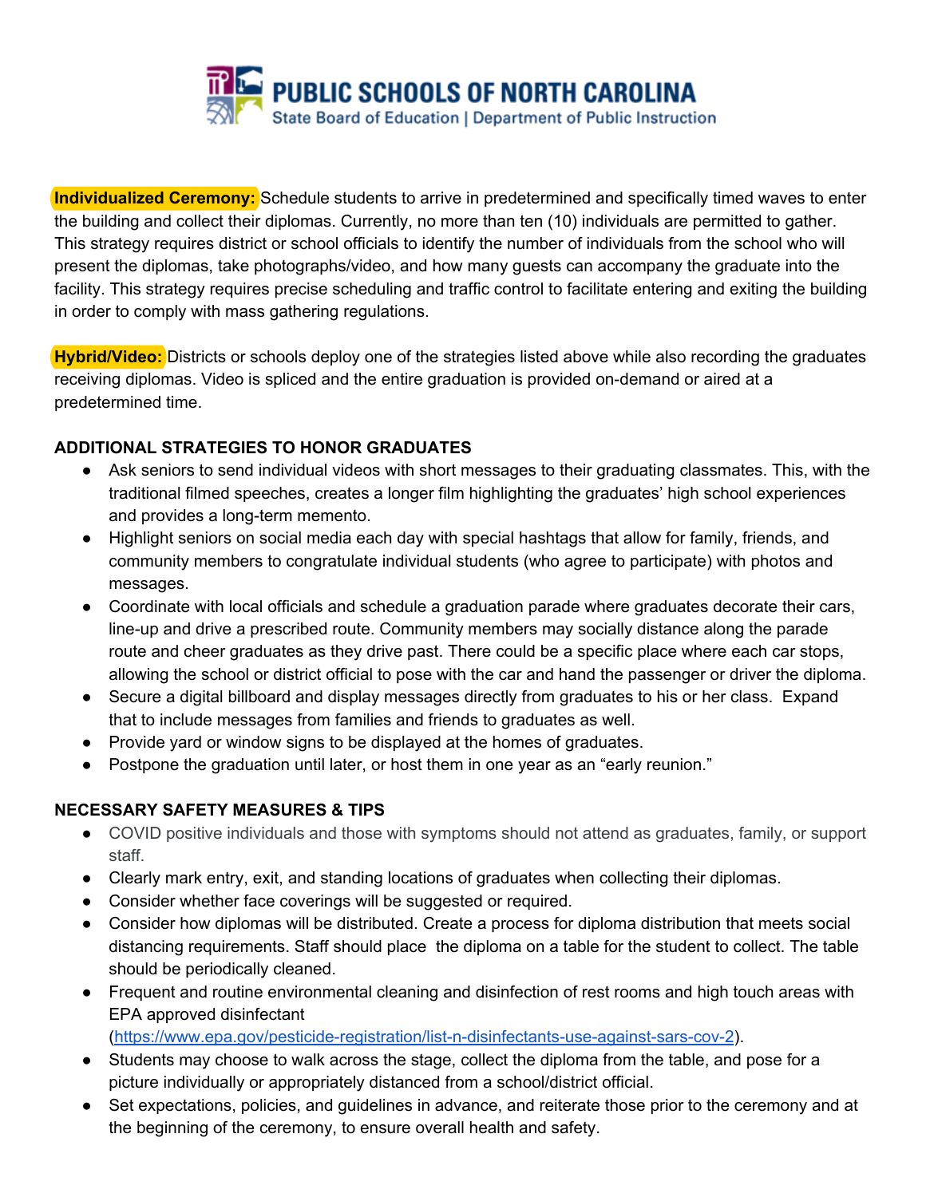**Individualized Ceremony:** Schedule students to arrive in predetermined and specifically timed waves to enter the building and collect their diplomas. Currently, no more than ten (10) individuals are permitted to gather. This strategy requires district or school officials to identify the number of individuals from the school who will present the diplomas, take photographs/video, and how many guests can accompany the graduate into the facility. This strategy requires precise scheduling and traffic control to facilitate entering and exiting the building in order to comply with mass gathering regulations.

**Hybrid/Video:** Districts or schools deploy one of the strategies listed above while also recording the graduates receiving diplomas. Video is spliced and the entire graduation is provided on-demand or aired at a predetermined time.

**ADDITIONAL STRATEGIES TO HONOR GRADUATES**

- Ask seniors to send individual videos with short messages to their graduating classmates. This, with the traditional filmed speeches, creates a longer film highlighting the graduates' high school experiences and provides a long-term memento.
- Highlight seniors on social media each day with special hashtags that allow for family, friends, and community members to congratulate individual students (who agree to participate) with photos and messages.
- Coordinate with local officials and schedule a graduation parade where graduates decorate their cars, line-up and drive a prescribed route. Community members may socially distance along the parade route and cheer graduates as they drive past. There could be a specific place where each car stops, allowing the school or district official to pose with the car and hand the passenger or driver the diploma.
- Secure a digital billboard and display messages directly from graduates to his or her class. Expand that to include messages from families and friends to graduates as well.
- Provide yard or window signs to be displayed at the homes of graduates.
- Postpone the graduation until later, or host them in one year as an "early reunion."

**NECESSARY SAFETY MEASURES & TIPS**

- COVID positive individuals and those with symptoms should not attend as graduates, family, or support staff.
- Clearly mark entry, exit, and standing locations of graduates when collecting their diplomas.
- Consider whether face coverings will be suggested or required.
- Consider how diplomas will be distributed. Create a process for diploma distribution that meets social distancing requirements. Staff should place the diploma on a table for the student to collect. The table should be periodically cleaned.
- Frequent and routine environmental cleaning and disinfection of rest rooms and high touch areas with EPA approved disinfectant (https://www.epa.gov/pesticide-registration/list-n-disinfectants-use-against-sars-cov-2).
- Students may choose to walk across the stage, collect the diploma from the table, and pose for a picture individually or appropriately distanced from a school/district official.
- Set expectations, policies, and guidelines in advance, and reiterate those prior to the ceremony and at the beginning of the ceremony, to ensure overall health and safety.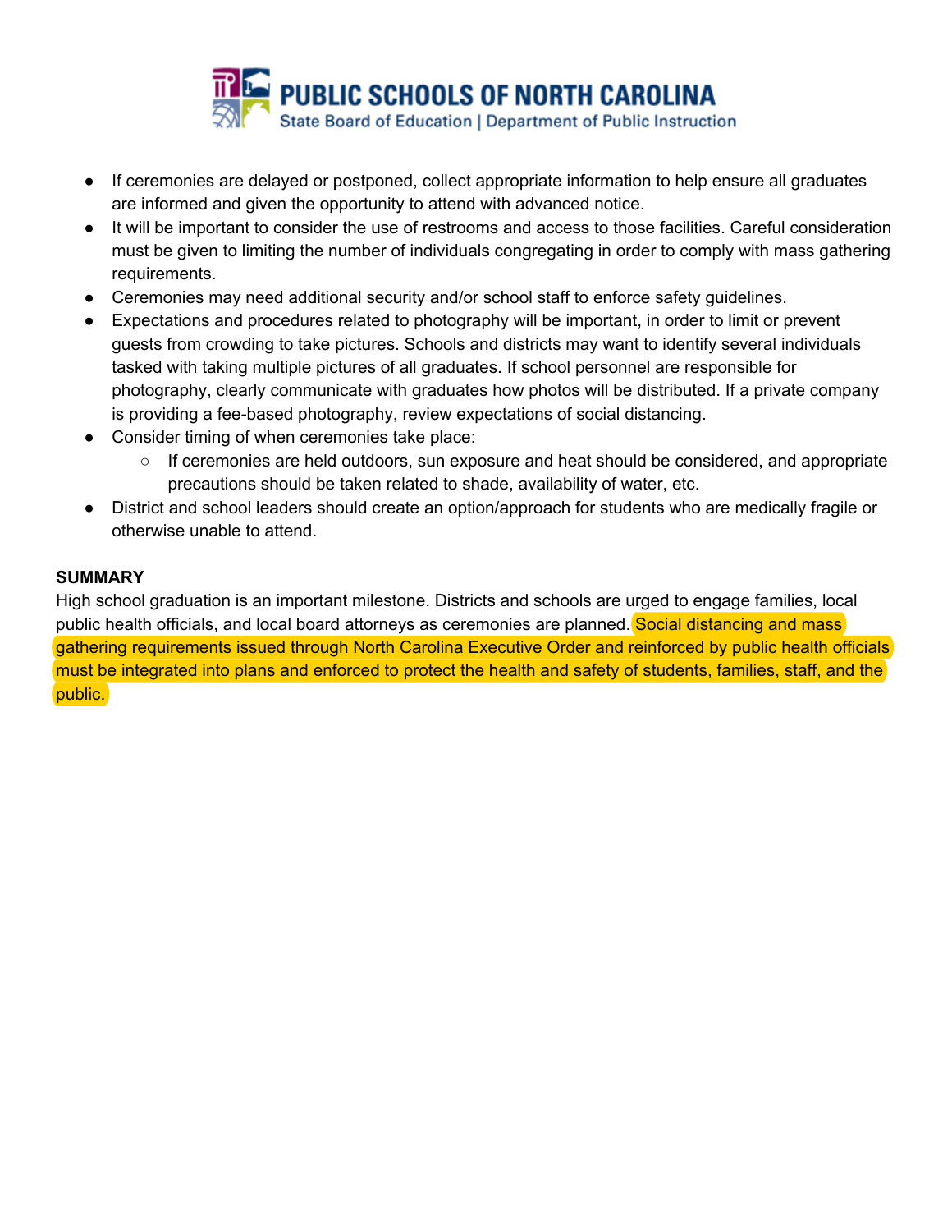- If ceremonies are delayed or postponed, collect appropriate information to help ensure all graduates are informed and given the opportunity to attend with advanced notice.
- It will be important to consider the use of restrooms and access to those facilities. Careful consideration must be given to limiting the number of individuals congregating in order to comply with mass gathering requirements.
- Ceremonies may need additional security and/or school staff to enforce safety guidelines.
- Expectations and procedures related to photography will be important, in order to limit or prevent guests from crowding to take pictures. Schools and districts may want to identify several individuals tasked with taking multiple pictures of all graduates. If school personnel are responsible for photography, clearly communicate with graduates how photos will be distributed. If a private company is providing a fee-based photography, review expectations of social distancing.
- Consider timing of when ceremonies take place:
  - If ceremonies are held outdoors, sun exposure and heat should be considered, and appropriate precautions should be taken related to shade, availability of water, etc.
- District and school leaders should create an option/approach for students who are medically fragile or otherwise unable to attend.

**SUMMARY**

High school graduation is an important milestone. Districts and schools are urged to engage families, local public health officials, and local board attorneys as ceremonies are planned. Social distancing and mass gathering requirements issued through North Carolina Executive Order and reinforced by public health officials must be integrated into plans and enforced to protect the health and safety of students, families, staff, and the public.